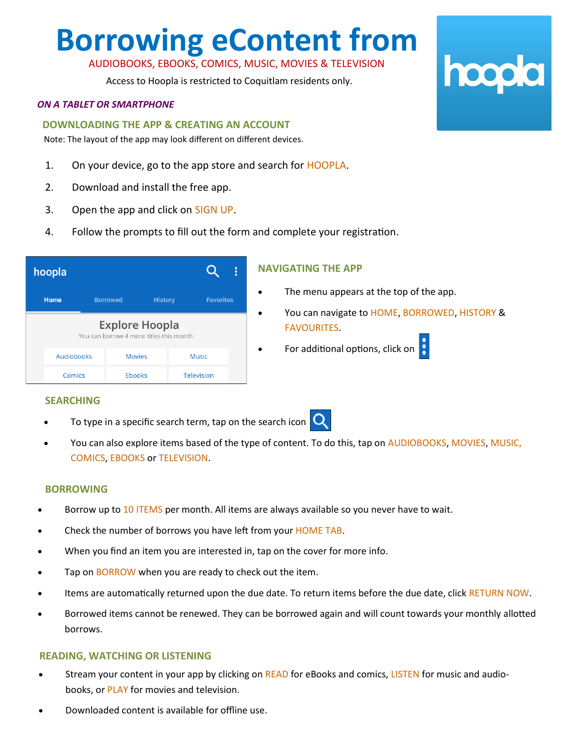# Borrowing eContent from

AUDIOBOOKS, EBOOKS, COMICS, MUSIC, MOVIES & TELEVISION

Access to Hoopla is restricted to Coquitlam residents only.

***ON A TABLET OR SMARTPHONE***

## DOWNLOADING THE APP & CREATING AN ACCOUNT

Note: The layout of the app may look different on different devices.

1. On your device, go to the app store and search for HOOPLA.
2. Download and install the free app.
3. Open the app and click on SIGN UP.
4. Follow the prompts to fill out the form and complete your registration.

## NAVIGATING THE APP

- The menu appears at the top of the app.
- You can navigate to HOME, BORROWED, HISTORY & FAVOURITES.
- For additional options, click on ⋮

## SEARCHING

- To type in a specific search term, tap on the search icon
- You can also explore items based of the type of content. To do this, tap on AUDIOBOOKS, MOVIES, MUSIC, COMICS, EBOOKS or TELEVISION.

## BORROWING

- Borrow up to 10 ITEMS per month. All items are always available so you never have to wait.
- Check the number of borrows you have left from your HOME TAB.
- When you find an item you are interested in, tap on the cover for more info.
- Tap on BORROW when you are ready to check out the item.
- Items are automatically returned upon the due date. To return items before the due date, click RETURN NOW.
- Borrowed items cannot be renewed. They can be borrowed again and will count towards your monthly allotted borrows.

## READING, WATCHING OR LISTENING

- Stream your content in your app by clicking on READ for eBooks and comics, LISTEN for music and audio-books, or PLAY for movies and television.
- Downloaded content is available for offline use.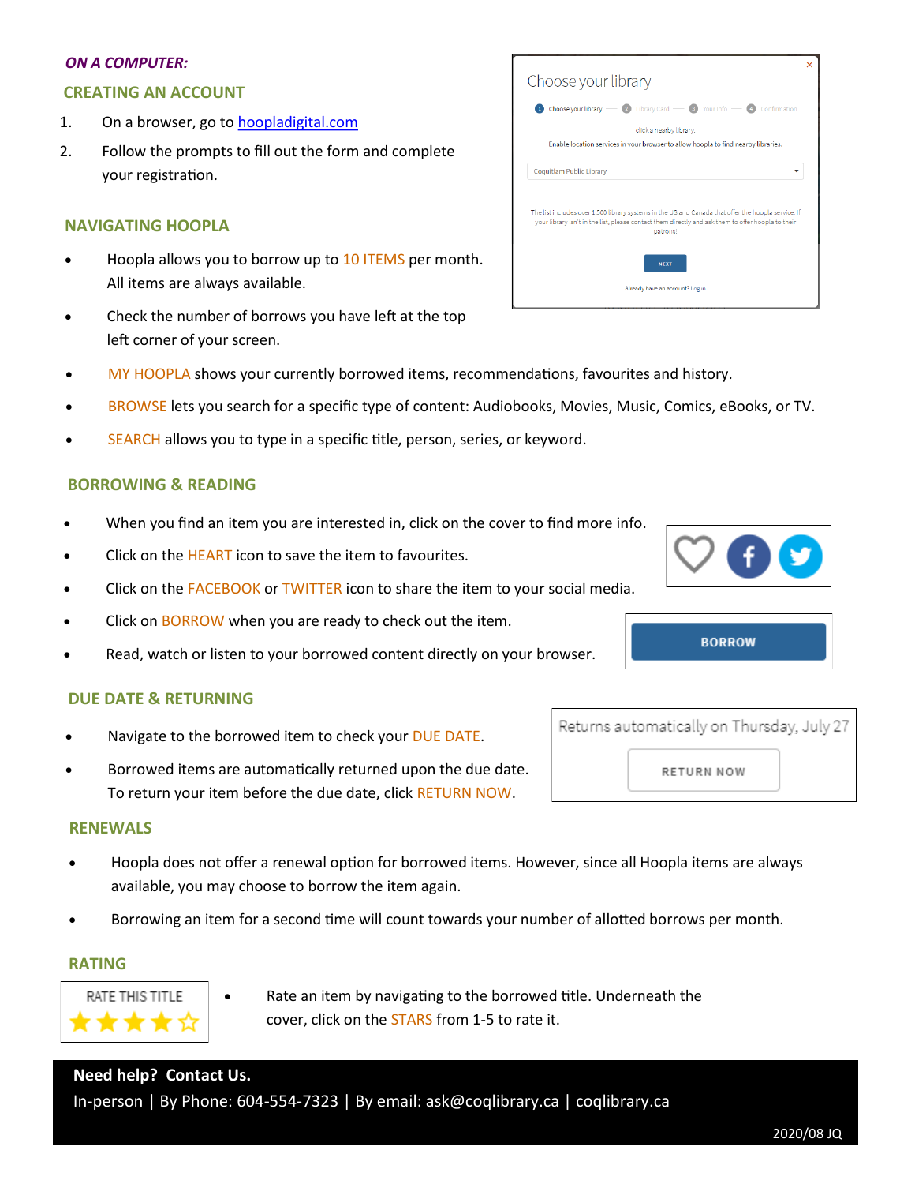***ON A COMPUTER:***

## CREATING AN ACCOUNT

1. On a browser, go to hoopladigital.com
2. Follow the prompts to fill out the form and complete your registration.

## NAVIGATING HOOPLA

- Hoopla allows you to borrow up to 10 ITEMS per month. All items are always available.
- Check the number of borrows you have left at the top left corner of your screen.
- MY HOOPLA shows your currently borrowed items, recommendations, favourites and history.
- BROWSE lets you search for a specific type of content: Audiobooks, Movies, Music, Comics, eBooks, or TV.
- SEARCH allows you to type in a specific title, person, series, or keyword.

## BORROWING & READING

- When you find an item you are interested in, click on the cover to find more info.
- Click on the HEART icon to save the item to favourites.
- Click on the FACEBOOK or TWITTER icon to share the item to your social media.
- Click on BORROW when you are ready to check out the item.
- Read, watch or listen to your borrowed content directly on your browser.

## DUE DATE & RETURNING

- Navigate to the borrowed item to check your DUE DATE.
- Borrowed items are automatically returned upon the due date. To return your item before the due date, click RETURN NOW.

## RENEWALS

- Hoopla does not offer a renewal option for borrowed items. However, since all Hoopla items are always available, you may choose to borrow the item again.
- Borrowing an item for a second time will count towards your number of allotted borrows per month.

## RATING

- Rate an item by navigating to the borrowed title. Underneath the cover, click on the STARS from 1-5 to rate it.

**Need help? Contact Us.**

In-person | By Phone: 604-554-7323 | By email: ask@coqlibrary.ca | coqlibrary.ca

2020/08 JQ